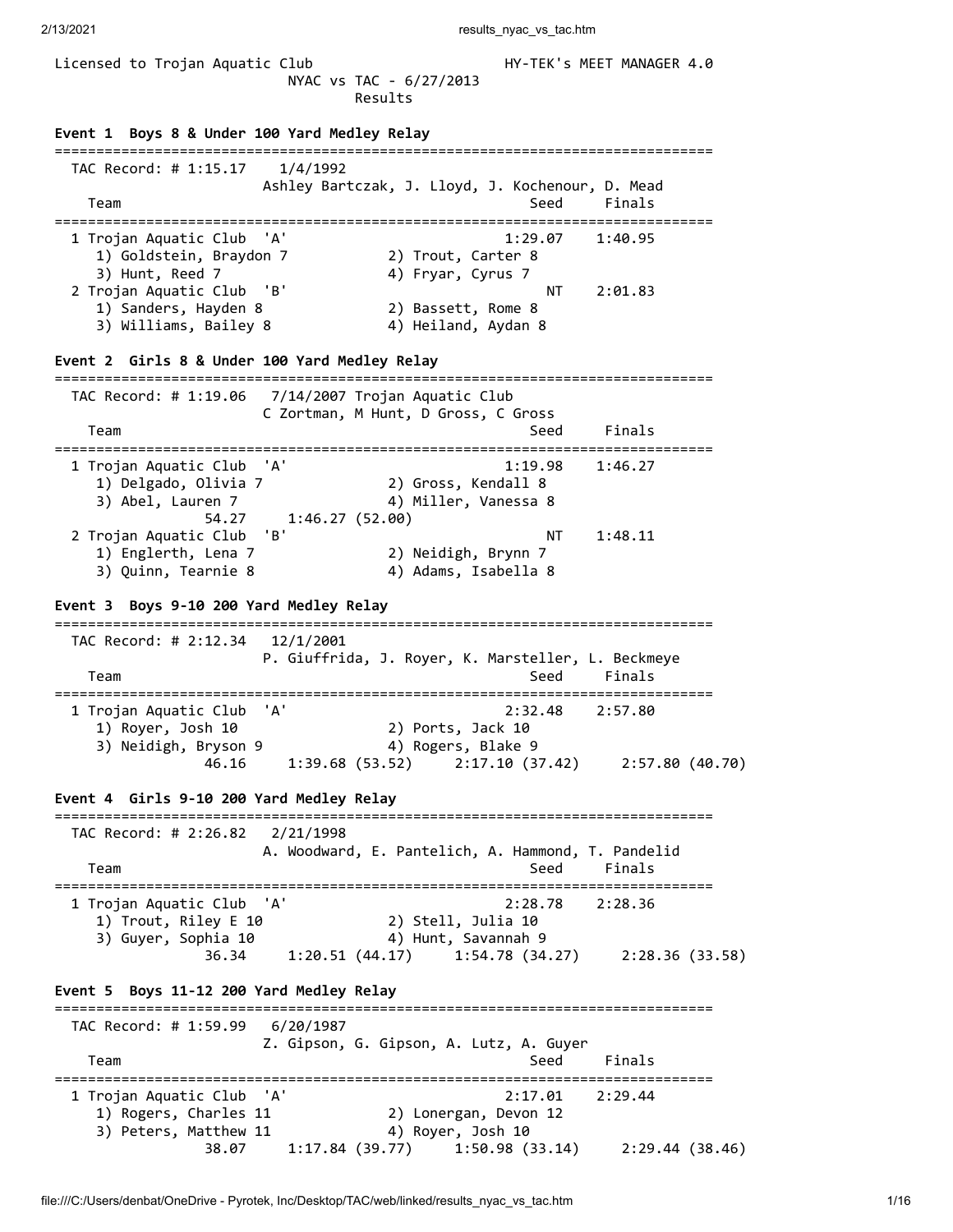Licensed to Trojan Aquatic Club HY-TEK's MEET MANAGER 4.0

NYAC vs TAC - 6/27/2013

Results

**Event 1 Boys 8 & Under 100 Yard Medley Relay**

```
===============================================================================
  TAC Record: # 1:15.17    1/4/1992
                        Ashley Bartczak, J. Lloyd, J. Kochenour, D. Mead
    Team                                              Seed     Finals
===============================================================================
  1 Trojan Aquatic Club  'A'                       1:29.07    1:40.95
     1) Goldstein, Braydon 7          2) Trout, Carter 8
     3) Hunt, Reed 7                  4) Fryar, Cyrus 7
  2 Trojan Aquatic Club  'B'                            NT    2:01.83
     1) Sanders, Hayden 8             2) Bassett, Rome 8
     3) Williams, Bailey 8            4) Heiland, Aydan 8
```

**Event 2 Girls 8 & Under 100 Yard Medley Relay**

```
===============================================================================
  TAC Record: # 1:19.06   7/14/2007 Trojan Aquatic Club
                        C Zortman, M Hunt, D Gross, C Gross
    Team                                              Seed     Finals
===============================================================================
  1 Trojan Aquatic Club  'A'                       1:19.98    1:46.27
     1) Delgado, Olivia 7             2) Gross, Kendall 8
     3) Abel, Lauren 7                4) Miller, Vanessa 8
               54.27     1:46.27 (52.00)
  2 Trojan Aquatic Club  'B'                            NT    1:48.11
     1) Englerth, Lena 7              2) Neidigh, Brynn 7
     3) Quinn, Tearnie 8              4) Adams, Isabella 8
```

**Event 3 Boys 9-10 200 Yard Medley Relay**

```
===============================================================================
  TAC Record: # 2:12.34   12/1/2001
                        P. Giuffrida, J. Royer, K. Marsteller, L. Beckmeye
    Team                                              Seed     Finals
===============================================================================
  1 Trojan Aquatic Club  'A'                       2:32.48    2:57.80
     1) Royer, Josh 10                2) Ports, Jack 10
     3) Neidigh, Bryson 9             4) Rogers, Blake 9
               46.16     1:39.68 (53.52)     2:17.10 (37.42)     2:57.80 (40.70)
```

**Event 4 Girls 9-10 200 Yard Medley Relay**

```
===============================================================================
  TAC Record: # 2:26.82   2/21/1998
                        A. Woodward, E. Pantelich, A. Hammond, T. Pandelid
    Team                                              Seed     Finals
===============================================================================
  1 Trojan Aquatic Club  'A'                       2:28.78    2:28.36
     1) Trout, Riley E 10             2) Stell, Julia 10
     3) Guyer, Sophia 10              4) Hunt, Savannah 9
               36.34     1:20.51 (44.17)     1:54.78 (34.27)     2:28.36 (33.58)
```

**Event 5 Boys 11-12 200 Yard Medley Relay**

```
===============================================================================
  TAC Record: # 1:59.99   6/20/1987
                        Z. Gipson, G. Gipson, A. Lutz, A. Guyer
    Team                                              Seed     Finals
===============================================================================
  1 Trojan Aquatic Club  'A'                       2:17.01    2:29.44
     1) Rogers, Charles 11            2) Lonergan, Devon 12
     3) Peters, Matthew 11            4) Royer, Josh 10
               38.07     1:17.84 (39.77)     1:50.98 (33.14)     2:29.44 (38.46)
```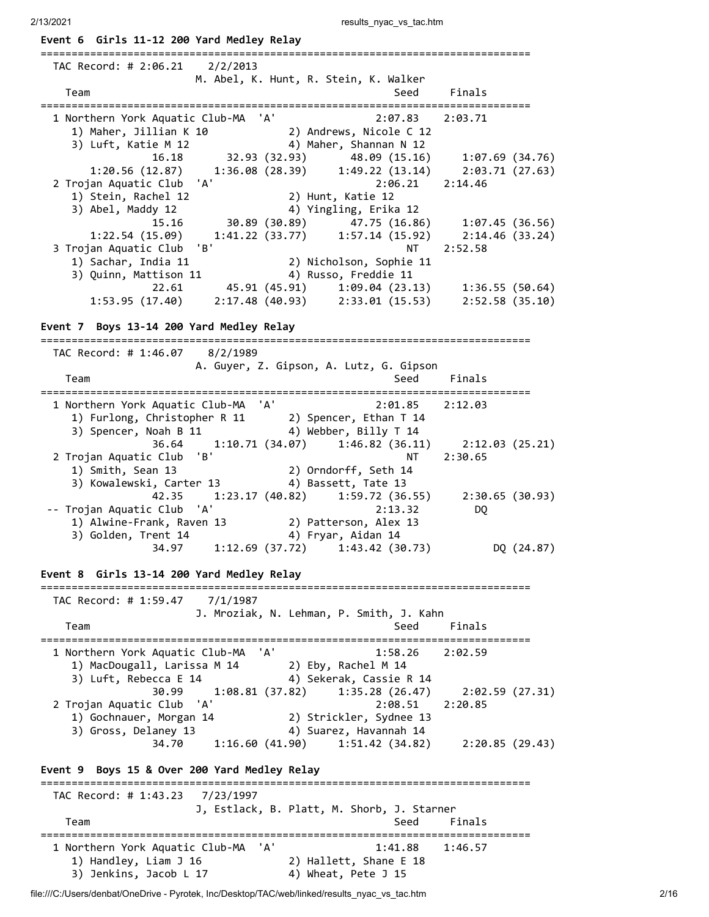**Event 6  Girls 11-12 200 Yard Medley Relay**

```
===============================================================================
  TAC Record: # 2:06.21    2/2/2013
                        M. Abel, K. Hunt, R. Stein, K. Walker
    Team                                              Seed     Finals
===============================================================================
  1 Northern York Aquatic Club-MA  'A'              2:07.83    2:03.71
     1) Maher, Jillian K 10            2) Andrews, Nicole C 12
     3) Luft, Katie M 12               4) Maher, Shannan N 12
              16.18       32.93 (32.93)       48.09 (15.16)     1:07.69 (34.76)
        1:20.56 (12.87)     1:36.08 (28.39)     1:49.22 (13.14)     2:03.71 (27.63)
  2 Trojan Aquatic Club  'A'                        2:06.21    2:14.46
     1) Stein, Rachel 12               2) Hunt, Katie 12
     3) Abel, Maddy 12                 4) Yingling, Erika 12
              15.16       30.89 (30.89)       47.75 (16.86)     1:07.45 (36.56)
        1:22.54 (15.09)     1:41.22 (33.77)     1:57.14 (15.92)     2:14.46 (33.24)
  3 Trojan Aquatic Club  'B'                             NT    2:52.58
     1) Sachar, India 11               2) Nicholson, Sophie 11
     3) Quinn, Mattison 11             4) Russo, Freddie 11
              22.61       45.91 (45.91)     1:09.04 (23.13)     1:36.55 (50.64)
        1:53.95 (17.40)     2:17.48 (40.93)     2:33.01 (15.53)     2:52.58 (35.10)
```

**Event 7  Boys 13-14 200 Yard Medley Relay**

```
===============================================================================
  TAC Record: # 1:46.07    8/2/1989
                        A. Guyer, Z. Gipson, A. Lutz, G. Gipson
    Team                                              Seed     Finals
===============================================================================
  1 Northern York Aquatic Club-MA  'A'              2:01.85    2:12.03
     1) Furlong, Christopher R 11      2) Spencer, Ethan T 14
     3) Spencer, Noah B 11             4) Webber, Billy T 14
              36.64     1:10.71 (34.07)     1:46.82 (36.11)     2:12.03 (25.21)
  2 Trojan Aquatic Club  'B'                             NT    2:30.65
     1) Smith, Sean 13                 2) Orndorff, Seth 14
     3) Kowalewski, Carter 13          4) Bassett, Tate 13
              42.35     1:23.17 (40.82)     1:59.72 (36.55)     2:30.65 (30.93)
 -- Trojan Aquatic Club  'A'                        2:13.32         DQ
     1) Alwine-Frank, Raven 13         2) Patterson, Alex 13
     3) Golden, Trent 14               4) Fryar, Aidan 14
              34.97     1:12.69 (37.72)     1:43.42 (30.73)          DQ (24.87)
```

**Event 8  Girls 13-14 200 Yard Medley Relay**

```
===============================================================================
  TAC Record: # 1:59.47    7/1/1987
                        J. Mroziak, N. Lehman, P. Smith, J. Kahn
    Team                                              Seed     Finals
===============================================================================
  1 Northern York Aquatic Club-MA  'A'              1:58.26    2:02.59
     1) MacDougall, Larissa M 14       2) Eby, Rachel M 14
     3) Luft, Rebecca E 14             4) Sekerak, Cassie R 14
              30.99     1:08.81 (37.82)     1:35.28 (26.47)     2:02.59 (27.31)
  2 Trojan Aquatic Club  'A'                        2:08.51    2:20.85
     1) Gochnauer, Morgan 14           2) Strickler, Sydnee 13
     3) Gross, Delaney 13              4) Suarez, Havannah 14
              34.70     1:16.60 (41.90)     1:51.42 (34.82)     2:20.85 (29.43)
```

**Event 9  Boys 15 & Over 200 Yard Medley Relay**

```
===============================================================================
  TAC Record: # 1:43.23    7/23/1997
                        J, Estlack, B. Platt, M. Shorb, J. Starner
    Team                                              Seed     Finals
===============================================================================
  1 Northern York Aquatic Club-MA  'A'              1:41.88    1:46.57
     1) Handley, Liam J 16             2) Hallett, Shane E 18
     3) Jenkins, Jacob L 17            4) Wheat, Pete J 15
```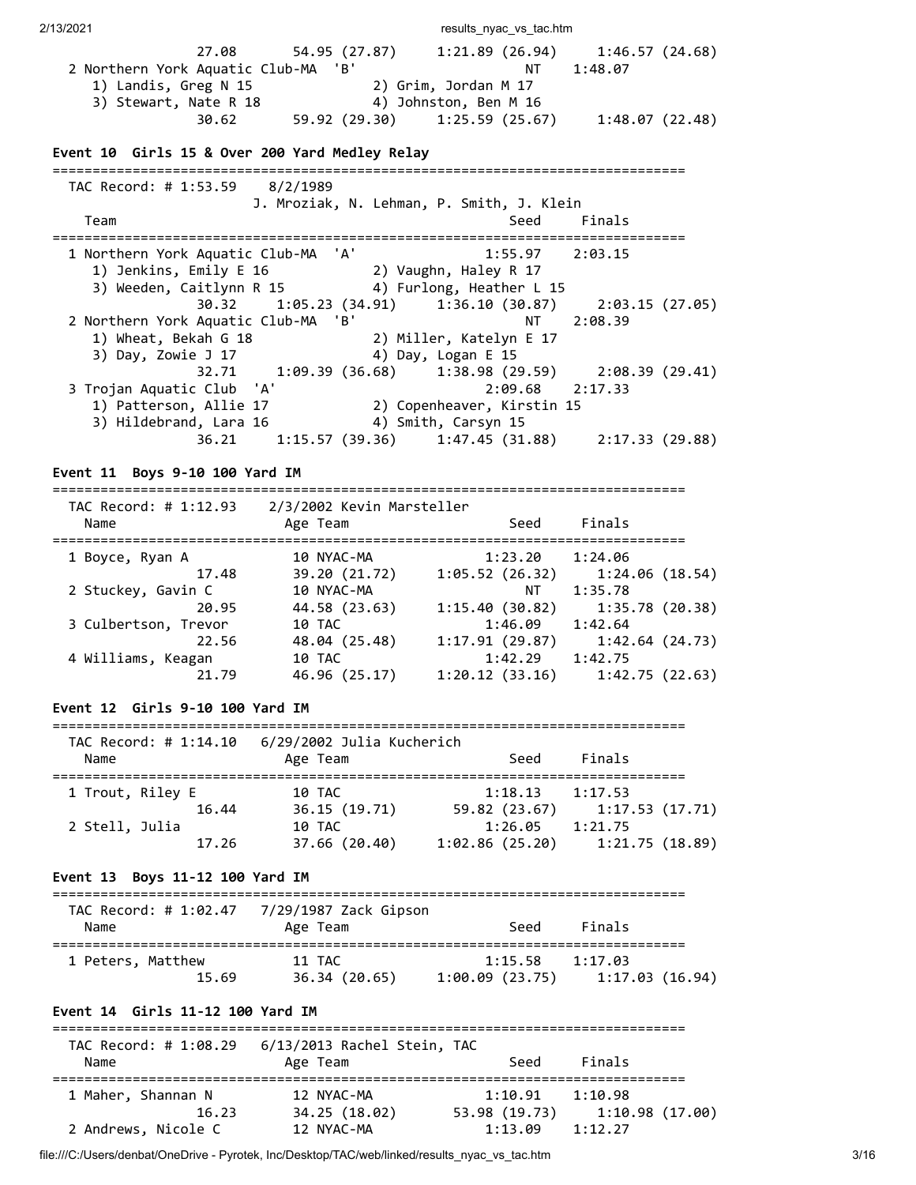```
              27.08       54.95 (27.87)     1:21.89 (26.94)     1:46.57 (24.68)
  2 Northern York Aquatic Club-MA  'B'                   NT    1:48.07
     1) Landis, Greg N 15              2) Grim, Jordan M 17
     3) Stewart, Nate R 18             4) Johnston, Ben M 16
              30.62       59.92 (29.30)     1:25.59 (25.67)     1:48.07 (22.48)
```

**Event 10  Girls 15 & Over 200 Yard Medley Relay**

```
===============================================================================
  TAC Record: # 1:53.59    8/2/1989
                    J. Mroziak, N. Lehman, P. Smith, J. Klein
    Team                                                 Seed     Finals
===============================================================================
  1 Northern York Aquatic Club-MA  'A'                1:55.97    2:03.15
     1) Jenkins, Emily E 16            2) Vaughn, Haley R 17
     3) Weeden, Caitlynn R 15          4) Furlong, Heather L 15
              30.32     1:05.23 (34.91)     1:36.10 (30.87)     2:03.15 (27.05)
  2 Northern York Aquatic Club-MA  'B'                   NT    2:08.39
     1) Wheat, Bekah G 18              2) Miller, Katelyn E 17
     3) Day, Zowie J 17                4) Day, Logan E 15
              32.71     1:09.39 (36.68)     1:38.98 (29.59)     2:08.39 (29.41)
  3 Trojan Aquatic Club  'A'                          2:09.68    2:17.33
     1) Patterson, Allie 17            2) Copenheaver, Kirstin 15
     3) Hildebrand, Lara 16            4) Smith, Carsyn 15
              36.21     1:15.57 (39.36)     1:47.45 (31.88)     2:17.33 (29.88)
```

**Event 11  Boys 9-10 100 Yard IM**

```
===============================================================================
  TAC Record: # 1:12.93    2/3/2002 Kevin Marsteller
    Name                    Age Team                    Seed     Finals
===============================================================================
  1 Boyce, Ryan A           10 NYAC-MA               1:23.20    1:24.06
              17.48       39.20 (21.72)     1:05.52 (26.32)     1:24.06 (18.54)
  2 Stuckey, Gavin C        10 NYAC-MA                    NT    1:35.78
              20.95       44.58 (23.63)     1:15.40 (30.82)     1:35.78 (20.38)
  3 Culbertson, Trevor      10 TAC                   1:46.09    1:42.64
              22.56       48.04 (25.48)     1:17.91 (29.87)     1:42.64 (24.73)
  4 Williams, Keagan        10 TAC                   1:42.29    1:42.75
              21.79       46.96 (25.17)     1:20.12 (33.16)     1:42.75 (22.63)
```

**Event 12  Girls 9-10 100 Yard IM**

```
===============================================================================
  TAC Record: # 1:14.10    6/29/2002 Julia Kucherich
    Name                    Age Team                    Seed     Finals
===============================================================================
  1 Trout, Riley E          10 TAC                   1:18.13    1:17.53
              16.44       36.15 (19.71)       59.82 (23.67)     1:17.53 (17.71)
  2 Stell, Julia            10 TAC                   1:26.05    1:21.75
              17.26       37.66 (20.40)     1:02.86 (25.20)     1:21.75 (18.89)
```

**Event 13  Boys 11-12 100 Yard IM**

```
===============================================================================
  TAC Record: # 1:02.47    7/29/1987 Zack Gipson
    Name                    Age Team                    Seed     Finals
===============================================================================
  1 Peters, Matthew         11 TAC                   1:15.58    1:17.03
              15.69       36.34 (20.65)     1:00.09 (23.75)     1:17.03 (16.94)
```

**Event 14  Girls 11-12 100 Yard IM**

```
===============================================================================
  TAC Record: # 1:08.29    6/13/2013 Rachel Stein, TAC
    Name                    Age Team                    Seed     Finals
===============================================================================
  1 Maher, Shannan N        12 NYAC-MA               1:10.91    1:10.98
              16.23       34.25 (18.02)       53.98 (19.73)     1:10.98 (17.00)
  2 Andrews, Nicole C       12 NYAC-MA               1:13.09    1:12.27
```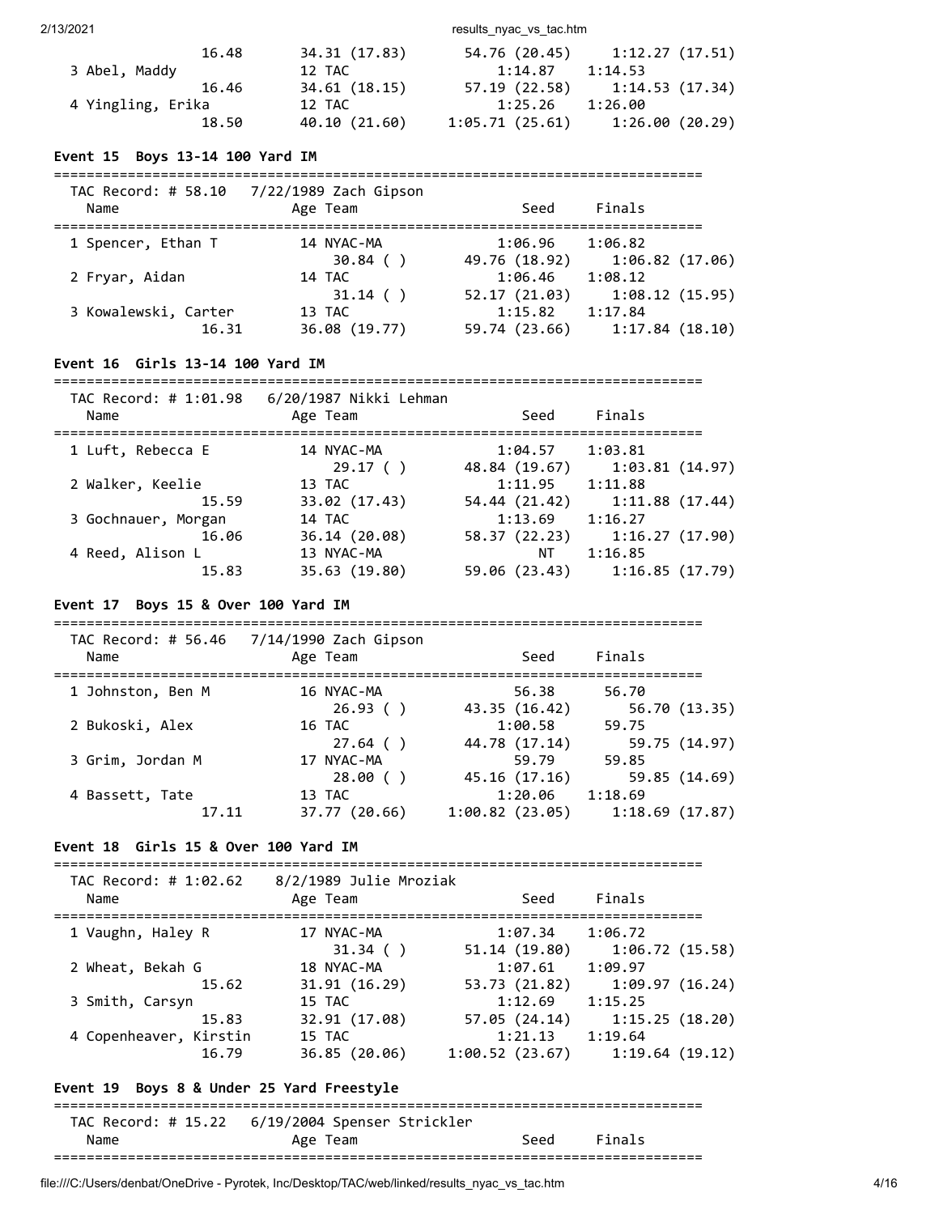```
              16.48       34.31 (17.83)      54.76 (20.45)     1:12.27 (17.51)
  3 Abel, Maddy              12 TAC               1:14.87    1:14.53
              16.46       34.61 (18.15)      57.19 (22.58)     1:14.53 (17.34)
  4 Yingling, Erika          12 TAC               1:25.26    1:26.00
              18.50       40.10 (21.60)    1:05.71 (25.61)     1:26.00 (20.29)
```

### Event 15 Boys 13-14 100 Yard IM

```
===============================================================================
   TAC Record: # 58.10   7/22/1989 Zach Gipson
    Name                    Age Team                  Seed     Finals
===============================================================================
  1 Spencer, Ethan T         14 NYAC-MA           1:06.96    1:06.82
                            30.84 ( )        49.76 (18.92)     1:06.82 (17.06)
  2 Fryar, Aidan             14 TAC               1:06.46    1:08.12
                            31.14 ( )        52.17 (21.03)     1:08.12 (15.95)
  3 Kowalewski, Carter       13 TAC               1:15.82    1:17.84
              16.31       36.08 (19.77)      59.74 (23.66)     1:17.84 (18.10)
```

### Event 16 Girls 13-14 100 Yard IM

```
===============================================================================
   TAC Record: # 1:01.98   6/20/1987 Nikki Lehman
    Name                    Age Team                  Seed     Finals
===============================================================================
  1 Luft, Rebecca E          14 NYAC-MA           1:04.57    1:03.81
                            29.17 ( )        48.84 (19.67)     1:03.81 (14.97)
  2 Walker, Keelie           13 TAC               1:11.95    1:11.88
              15.59       33.02 (17.43)      54.44 (21.42)     1:11.88 (17.44)
  3 Gochnauer, Morgan        14 TAC               1:13.69    1:16.27
              16.06       36.14 (20.08)      58.37 (22.23)     1:16.27 (17.90)
  4 Reed, Alison L           13 NYAC-MA                NT    1:16.85
              15.83       35.63 (19.80)      59.06 (23.43)     1:16.85 (17.79)
```

### Event 17 Boys 15 & Over 100 Yard IM

```
===============================================================================
   TAC Record: # 56.46   7/14/1990 Zach Gipson
    Name                    Age Team                  Seed     Finals
===============================================================================
  1 Johnston, Ben M          16 NYAC-MA             56.38      56.70
                            26.93 ( )        43.35 (16.42)       56.70 (13.35)
  2 Bukoski, Alex            16 TAC               1:00.58      59.75
                            27.64 ( )        44.78 (17.14)       59.75 (14.97)
  3 Grim, Jordan M           17 NYAC-MA             59.79      59.85
                            28.00 ( )        45.16 (17.16)       59.85 (14.69)
  4 Bassett, Tate            13 TAC               1:20.06    1:18.69
              17.11       37.77 (20.66)    1:00.82 (23.05)     1:18.69 (17.87)
```

### Event 18 Girls 15 & Over 100 Yard IM

```
===============================================================================
   TAC Record: # 1:02.62    8/2/1989 Julie Mroziak
    Name                    Age Team                  Seed     Finals
===============================================================================
  1 Vaughn, Haley R          17 NYAC-MA           1:07.34    1:06.72
                            31.34 ( )        51.14 (19.80)     1:06.72 (15.58)
  2 Wheat, Bekah G           18 NYAC-MA           1:07.61    1:09.97
              15.62       31.91 (16.29)      53.73 (21.82)     1:09.97 (16.24)
  3 Smith, Carsyn            15 TAC               1:12.69    1:15.25
              15.83       32.91 (17.08)      57.05 (24.14)     1:15.25 (18.20)
  4 Copenheaver, Kirstin     15 TAC               1:21.13    1:19.64
              16.79       36.85 (20.06)    1:00.52 (23.67)     1:19.64 (19.12)
```

### Event 19 Boys 8 & Under 25 Yard Freestyle

```
===============================================================================
   TAC Record: # 15.22   6/19/2004 Spenser Strickler
    Name                    Age Team                  Seed     Finals
===============================================================================
```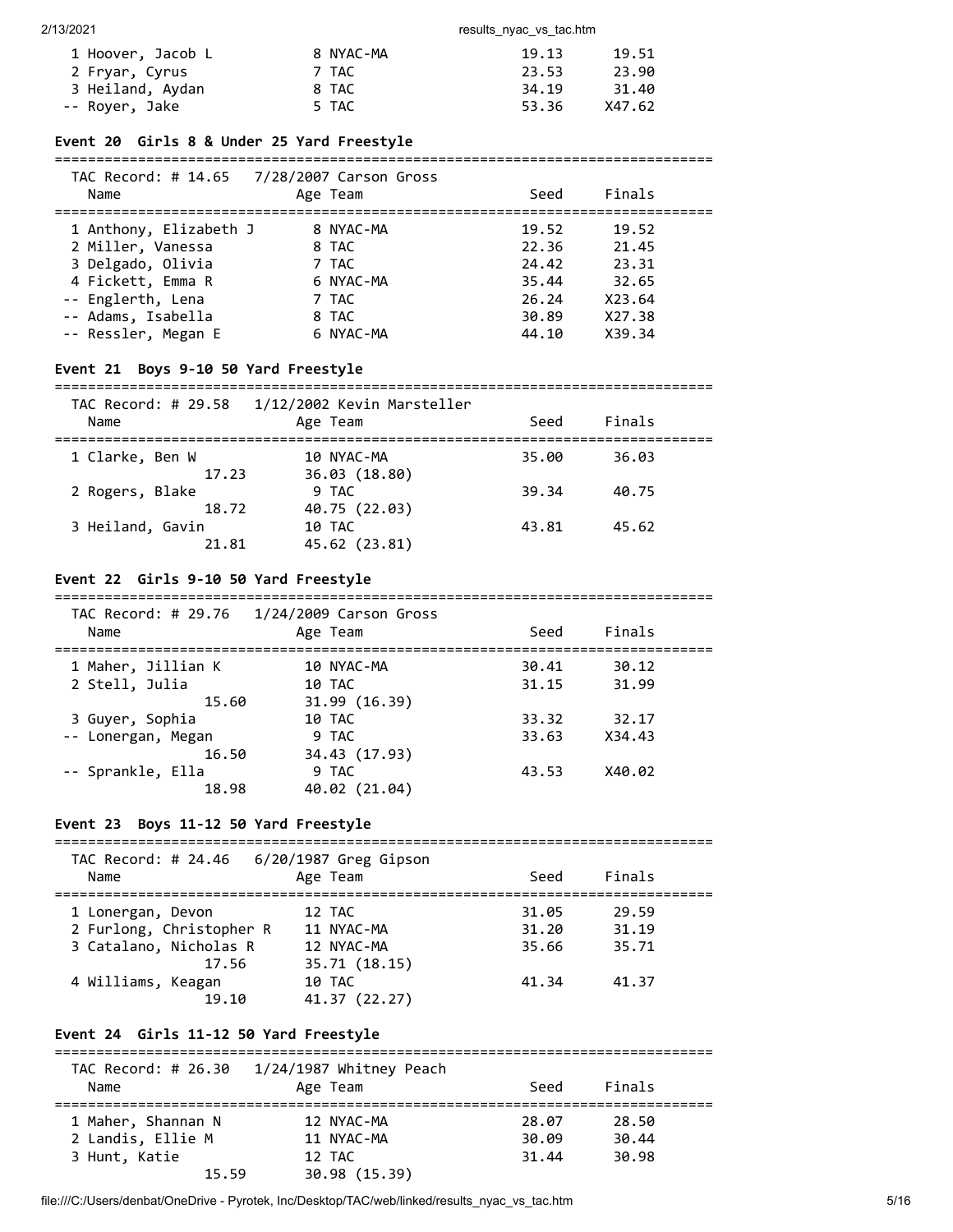| Name | Age | Team | Seed | Finals |
|---|---|---|---|---|
| 1 Hoover, Jacob L | 8 | NYAC-MA | 19.13 | 19.51 |
| 2 Fryar, Cyrus | 7 | TAC | 23.53 | 23.90 |
| 3 Heiland, Aydan | 8 | TAC | 34.19 | 31.40 |
| -- Royer, Jake | 5 | TAC | 53.36 | X47.62 |

### Event 20 Girls 8 & Under 25 Yard Freestyle

TAC Record: # 14.65 7/28/2007 Carson Gross

| Name | Age | Team | Seed | Finals |
|---|---|---|---|---|
| 1 Anthony, Elizabeth J | 8 | NYAC-MA | 19.52 | 19.52 |
| 2 Miller, Vanessa | 8 | TAC | 22.36 | 21.45 |
| 3 Delgado, Olivia | 7 | TAC | 24.42 | 23.31 |
| 4 Fickett, Emma R | 6 | NYAC-MA | 35.44 | 32.65 |
| -- Englerth, Lena | 7 | TAC | 26.24 | X23.64 |
| -- Adams, Isabella | 8 | TAC | 30.89 | X27.38 |
| -- Ressler, Megan E | 6 | NYAC-MA | 44.10 | X39.34 |

### Event 21 Boys 9-10 50 Yard Freestyle

TAC Record: # 29.58 1/12/2002 Kevin Marsteller

| Name | Age | Team | Seed | Finals |
|---|---|---|---|---|
| 1 Clarke, Ben W | 10 | NYAC-MA | 35.00 | 36.03 |
| 17.23 | | 36.03 (18.80) | | |
| 2 Rogers, Blake | 9 | TAC | 39.34 | 40.75 |
| 18.72 | | 40.75 (22.03) | | |
| 3 Heiland, Gavin | 10 | TAC | 43.81 | 45.62 |
| 21.81 | | 45.62 (23.81) | | |

### Event 22 Girls 9-10 50 Yard Freestyle

TAC Record: # 29.76 1/24/2009 Carson Gross

| Name | Age | Team | Seed | Finals |
|---|---|---|---|---|
| 1 Maher, Jillian K | 10 | NYAC-MA | 30.41 | 30.12 |
| 2 Stell, Julia | 10 | TAC | 31.15 | 31.99 |
| 15.60 | | 31.99 (16.39) | | |
| 3 Guyer, Sophia | 10 | TAC | 33.32 | 32.17 |
| -- Lonergan, Megan | 9 | TAC | 33.63 | X34.43 |
| 16.50 | | 34.43 (17.93) | | |
| -- Sprankle, Ella | 9 | TAC | 43.53 | X40.02 |
| 18.98 | | 40.02 (21.04) | | |

### Event 23 Boys 11-12 50 Yard Freestyle

TAC Record: # 24.46 6/20/1987 Greg Gipson

| Name | Age | Team | Seed | Finals |
|---|---|---|---|---|
| 1 Lonergan, Devon | 12 | TAC | 31.05 | 29.59 |
| 2 Furlong, Christopher R | 11 | NYAC-MA | 31.20 | 31.19 |
| 3 Catalano, Nicholas R | 12 | NYAC-MA | 35.66 | 35.71 |
| 17.56 | | 35.71 (18.15) | | |
| 4 Williams, Keagan | 10 | TAC | 41.34 | 41.37 |
| 19.10 | | 41.37 (22.27) | | |

### Event 24 Girls 11-12 50 Yard Freestyle

TAC Record: # 26.30 1/24/1987 Whitney Peach

| Name | Age | Team | Seed | Finals |
|---|---|---|---|---|
| 1 Maher, Shannan N | 12 | NYAC-MA | 28.07 | 28.50 |
| 2 Landis, Ellie M | 11 | NYAC-MA | 30.09 | 30.44 |
| 3 Hunt, Katie | 12 | TAC | 31.44 | 30.98 |
| 15.59 | | 30.98 (15.39) | | |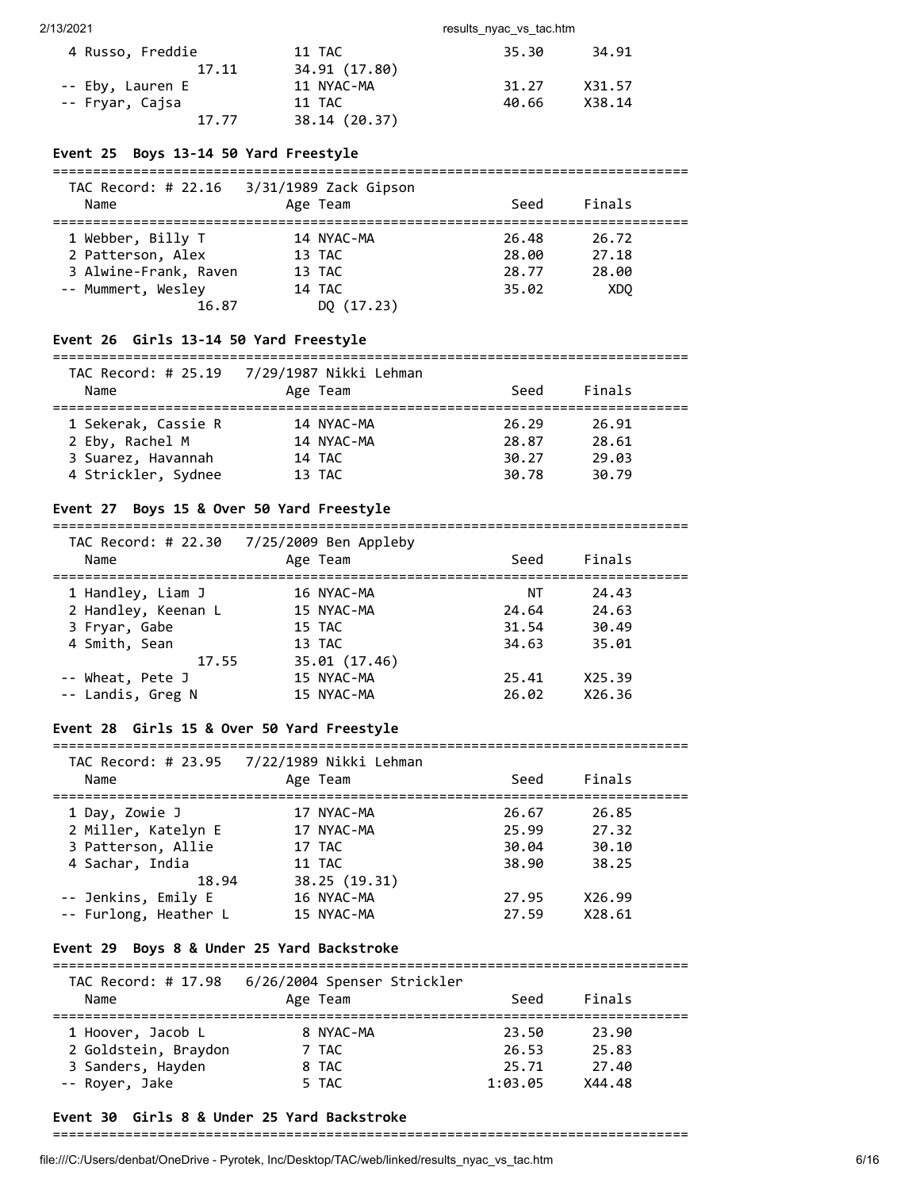| Name | Age Team | Seed | Finals |
|---|---|---|---|
| 4 Russo, Freddie | 11 TAC | 35.30 | 34.91 |
| 17.11 | 34.91 (17.80) | | |
| -- Eby, Lauren E | 11 NYAC-MA | 31.27 | X31.57 |
| -- Fryar, Cajsa | 11 TAC | 40.66 | X38.14 |
| 17.77 | 38.14 (20.37) | | |

### Event 25 Boys 13-14 50 Yard Freestyle

TAC Record: # 22.16 3/31/1989 Zack Gipson

| Name | Age Team | Seed | Finals |
|---|---|---|---|
| 1 Webber, Billy T | 14 NYAC-MA | 26.48 | 26.72 |
| 2 Patterson, Alex | 13 TAC | 28.00 | 27.18 |
| 3 Alwine-Frank, Raven | 13 TAC | 28.77 | 28.00 |
| -- Mummert, Wesley | 14 TAC | 35.02 | XDQ |
| 16.87 | DQ (17.23) | | |

### Event 26 Girls 13-14 50 Yard Freestyle

TAC Record: # 25.19 7/29/1987 Nikki Lehman

| Name | Age Team | Seed | Finals |
|---|---|---|---|
| 1 Sekerak, Cassie R | 14 NYAC-MA | 26.29 | 26.91 |
| 2 Eby, Rachel M | 14 NYAC-MA | 28.87 | 28.61 |
| 3 Suarez, Havannah | 14 TAC | 30.27 | 29.03 |
| 4 Strickler, Sydnee | 13 TAC | 30.78 | 30.79 |

### Event 27 Boys 15 & Over 50 Yard Freestyle

TAC Record: # 22.30 7/25/2009 Ben Appleby

| Name | Age Team | Seed | Finals |
|---|---|---|---|
| 1 Handley, Liam J | 16 NYAC-MA | NT | 24.43 |
| 2 Handley, Keenan L | 15 NYAC-MA | 24.64 | 24.63 |
| 3 Fryar, Gabe | 15 TAC | 31.54 | 30.49 |
| 4 Smith, Sean | 13 TAC | 34.63 | 35.01 |
| 17.55 | 35.01 (17.46) | | |
| -- Wheat, Pete J | 15 NYAC-MA | 25.41 | X25.39 |
| -- Landis, Greg N | 15 NYAC-MA | 26.02 | X26.36 |

### Event 28 Girls 15 & Over 50 Yard Freestyle

TAC Record: # 23.95 7/22/1989 Nikki Lehman

| Name | Age Team | Seed | Finals |
|---|---|---|---|
| 1 Day, Zowie J | 17 NYAC-MA | 26.67 | 26.85 |
| 2 Miller, Katelyn E | 17 NYAC-MA | 25.99 | 27.32 |
| 3 Patterson, Allie | 17 TAC | 30.04 | 30.10 |
| 4 Sachar, India | 11 TAC | 38.90 | 38.25 |
| 18.94 | 38.25 (19.31) | | |
| -- Jenkins, Emily E | 16 NYAC-MA | 27.95 | X26.99 |
| -- Furlong, Heather L | 15 NYAC-MA | 27.59 | X28.61 |

### Event 29 Boys 8 & Under 25 Yard Backstroke

TAC Record: # 17.98 6/26/2004 Spenser Strickler

| Name | Age Team | Seed | Finals |
|---|---|---|---|
| 1 Hoover, Jacob L | 8 NYAC-MA | 23.50 | 23.90 |
| 2 Goldstein, Braydon | 7 TAC | 26.53 | 25.83 |
| 3 Sanders, Hayden | 8 TAC | 25.71 | 27.40 |
| -- Royer, Jake | 5 TAC | 1:03.05 | X44.48 |

### Event 30 Girls 8 & Under 25 Yard Backstroke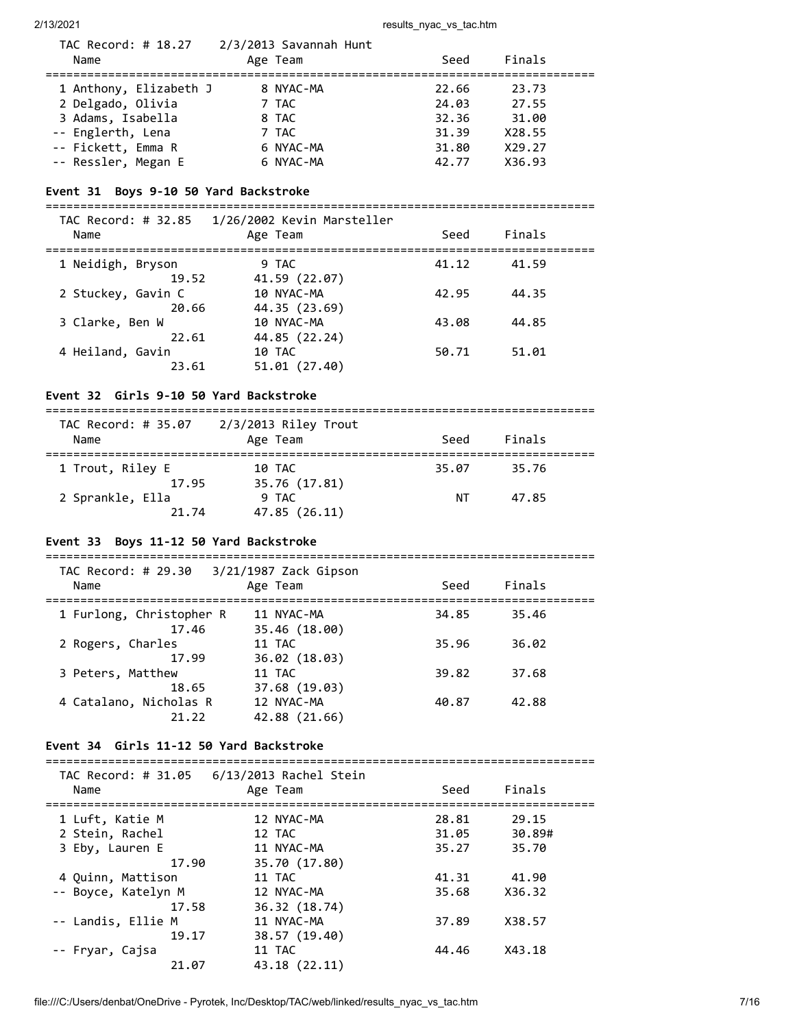TAC Record: # 18.27 2/3/2013 Savannah Hunt

| Name | Age | Team | Seed | Finals |
|---|---|---|---|---|
| 1 Anthony, Elizabeth J | 8 | NYAC-MA | 22.66 | 23.73 |
| 2 Delgado, Olivia | 7 | TAC | 24.03 | 27.55 |
| 3 Adams, Isabella | 8 | TAC | 32.36 | 31.00 |
| -- Englerth, Lena | 7 | TAC | 31.39 | X28.55 |
| -- Fickett, Emma R | 6 | NYAC-MA | 31.80 | X29.27 |
| -- Ressler, Megan E | 6 | NYAC-MA | 42.77 | X36.93 |

### Event 31 Boys 9-10 50 Yard Backstroke

TAC Record: # 32.85 1/26/2002 Kevin Marsteller

| Name | Age | Team | Seed | Finals |
|---|---|---|---|---|
| 1 Neidigh, Bryson | 9 | TAC | 41.12 | 41.59 |
| 19.52 | | 41.59 (22.07) | | |
| 2 Stuckey, Gavin C | 10 | NYAC-MA | 42.95 | 44.35 |
| 20.66 | | 44.35 (23.69) | | |
| 3 Clarke, Ben W | 10 | NYAC-MA | 43.08 | 44.85 |
| 22.61 | | 44.85 (22.24) | | |
| 4 Heiland, Gavin | 10 | TAC | 50.71 | 51.01 |
| 23.61 | | 51.01 (27.40) | | |

### Event 32 Girls 9-10 50 Yard Backstroke

TAC Record: # 35.07 2/3/2013 Riley Trout

| Name | Age | Team | Seed | Finals |
|---|---|---|---|---|
| 1 Trout, Riley E | 10 | TAC | 35.07 | 35.76 |
| 17.95 | | 35.76 (17.81) | | |
| 2 Sprankle, Ella | 9 | TAC | NT | 47.85 |
| 21.74 | | 47.85 (26.11) | | |

### Event 33 Boys 11-12 50 Yard Backstroke

TAC Record: # 29.30 3/21/1987 Zack Gipson

| Name | Age | Team | Seed | Finals |
|---|---|---|---|---|
| 1 Furlong, Christopher R | 11 | NYAC-MA | 34.85 | 35.46 |
| 17.46 | | 35.46 (18.00) | | |
| 2 Rogers, Charles | 11 | TAC | 35.96 | 36.02 |
| 17.99 | | 36.02 (18.03) | | |
| 3 Peters, Matthew | 11 | TAC | 39.82 | 37.68 |
| 18.65 | | 37.68 (19.03) | | |
| 4 Catalano, Nicholas R | 12 | NYAC-MA | 40.87 | 42.88 |
| 21.22 | | 42.88 (21.66) | | |

### Event 34 Girls 11-12 50 Yard Backstroke

TAC Record: # 31.05 6/13/2013 Rachel Stein

| Name | Age | Team | Seed | Finals |
|---|---|---|---|---|
| 1 Luft, Katie M | 12 | NYAC-MA | 28.81 | 29.15 |
| 2 Stein, Rachel | 12 | TAC | 31.05 | 30.89# |
| 3 Eby, Lauren E | 11 | NYAC-MA | 35.27 | 35.70 |
| 17.90 | | 35.70 (17.80) | | |
| 4 Quinn, Mattison | 11 | TAC | 41.31 | 41.90 |
| -- Boyce, Katelyn M | 12 | NYAC-MA | 35.68 | X36.32 |
| 17.58 | | 36.32 (18.74) | | |
| -- Landis, Ellie M | 11 | NYAC-MA | 37.89 | X38.57 |
| 19.17 | | 38.57 (19.40) | | |
| -- Fryar, Cajsa | 11 | TAC | 44.46 | X43.18 |
| 21.07 | | 43.18 (22.11) | | |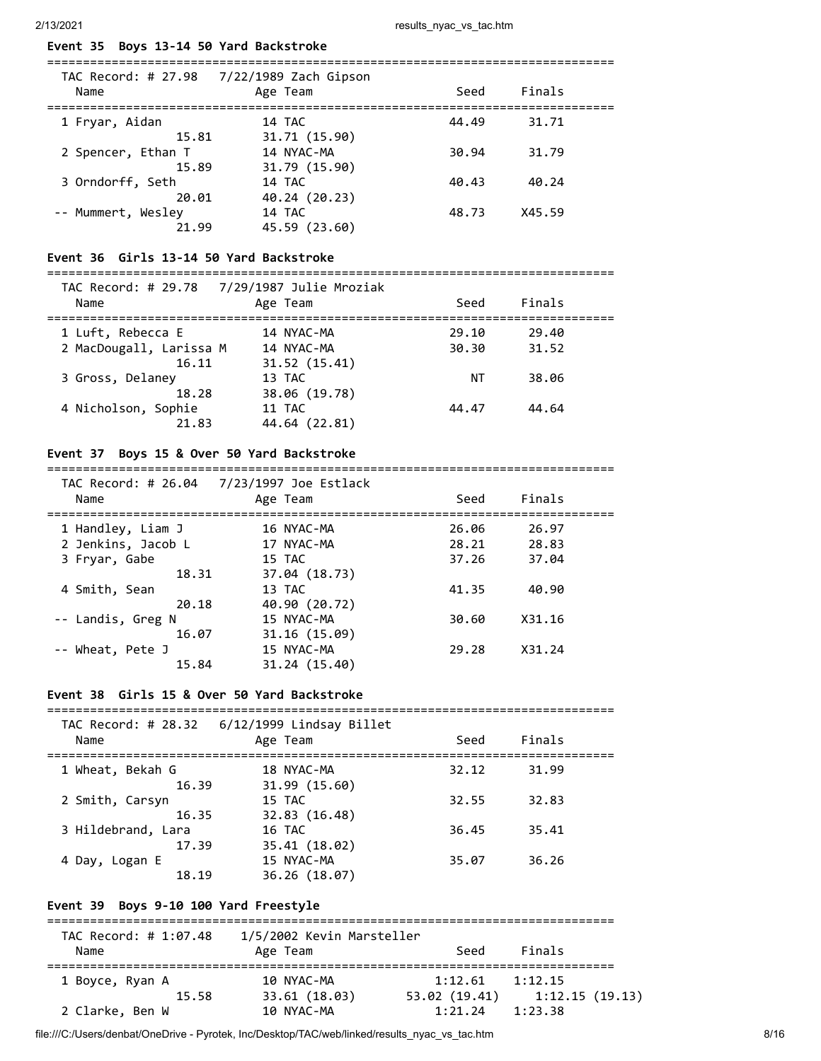**Event 35 Boys 13-14 50 Yard Backstroke**

TAC Record: # 27.98 7/22/1989 Zach Gipson

| Name | Age | Team | Seed | Finals |
|---|---|---|---|---|
| 1 Fryar, Aidan | 14 | TAC | 44.49 | 31.71 |
| 15.81 | 31.71 (15.90) | | | |
| 2 Spencer, Ethan T | 14 | NYAC-MA | 30.94 | 31.79 |
| 15.89 | 31.79 (15.90) | | | |
| 3 Orndorff, Seth | 14 | TAC | 40.43 | 40.24 |
| 20.01 | 40.24 (20.23) | | | |
| -- Mummert, Wesley | 14 | TAC | 48.73 | X45.59 |
| 21.99 | 45.59 (23.60) | | | |

**Event 36 Girls 13-14 50 Yard Backstroke**

TAC Record: # 29.78 7/29/1987 Julie Mroziak

| Name | Age | Team | Seed | Finals |
|---|---|---|---|---|
| 1 Luft, Rebecca E | 14 | NYAC-MA | 29.10 | 29.40 |
| 2 MacDougall, Larissa M | 14 | NYAC-MA | 30.30 | 31.52 |
| 16.11 | 31.52 (15.41) | | | |
| 3 Gross, Delaney | 13 | TAC | NT | 38.06 |
| 18.28 | 38.06 (19.78) | | | |
| 4 Nicholson, Sophie | 11 | TAC | 44.47 | 44.64 |
| 21.83 | 44.64 (22.81) | | | |

**Event 37 Boys 15 & Over 50 Yard Backstroke**

TAC Record: # 26.04 7/23/1997 Joe Estlack

| Name | Age | Team | Seed | Finals |
|---|---|---|---|---|
| 1 Handley, Liam J | 16 | NYAC-MA | 26.06 | 26.97 |
| 2 Jenkins, Jacob L | 17 | NYAC-MA | 28.21 | 28.83 |
| 3 Fryar, Gabe | 15 | TAC | 37.26 | 37.04 |
| 18.31 | 37.04 (18.73) | | | |
| 4 Smith, Sean | 13 | TAC | 41.35 | 40.90 |
| 20.18 | 40.90 (20.72) | | | |
| -- Landis, Greg N | 15 | NYAC-MA | 30.60 | X31.16 |
| 16.07 | 31.16 (15.09) | | | |
| -- Wheat, Pete J | 15 | NYAC-MA | 29.28 | X31.24 |
| 15.84 | 31.24 (15.40) | | | |

**Event 38 Girls 15 & Over 50 Yard Backstroke**

TAC Record: # 28.32 6/12/1999 Lindsay Billet

| Name | Age | Team | Seed | Finals |
|---|---|---|---|---|
| 1 Wheat, Bekah G | 18 | NYAC-MA | 32.12 | 31.99 |
| 16.39 | 31.99 (15.60) | | | |
| 2 Smith, Carsyn | 15 | TAC | 32.55 | 32.83 |
| 16.35 | 32.83 (16.48) | | | |
| 3 Hildebrand, Lara | 16 | TAC | 36.45 | 35.41 |
| 17.39 | 35.41 (18.02) | | | |
| 4 Day, Logan E | 15 | NYAC-MA | 35.07 | 36.26 |
| 18.19 | 36.26 (18.07) | | | |

**Event 39 Boys 9-10 100 Yard Freestyle**

TAC Record: # 1:07.48 1/5/2002 Kevin Marsteller

| Name | Age | Team | Seed | Finals | |
|---|---|---|---|---|---|
| 1 Boyce, Ryan A | 10 | NYAC-MA | 1:12.61 | 1:12.15 | |
| 15.58 | 33.61 (18.03) | | 53.02 (19.41) | 1:12.15 (19.13) | |
| 2 Clarke, Ben W | 10 | NYAC-MA | 1:21.24 | 1:23.38 | |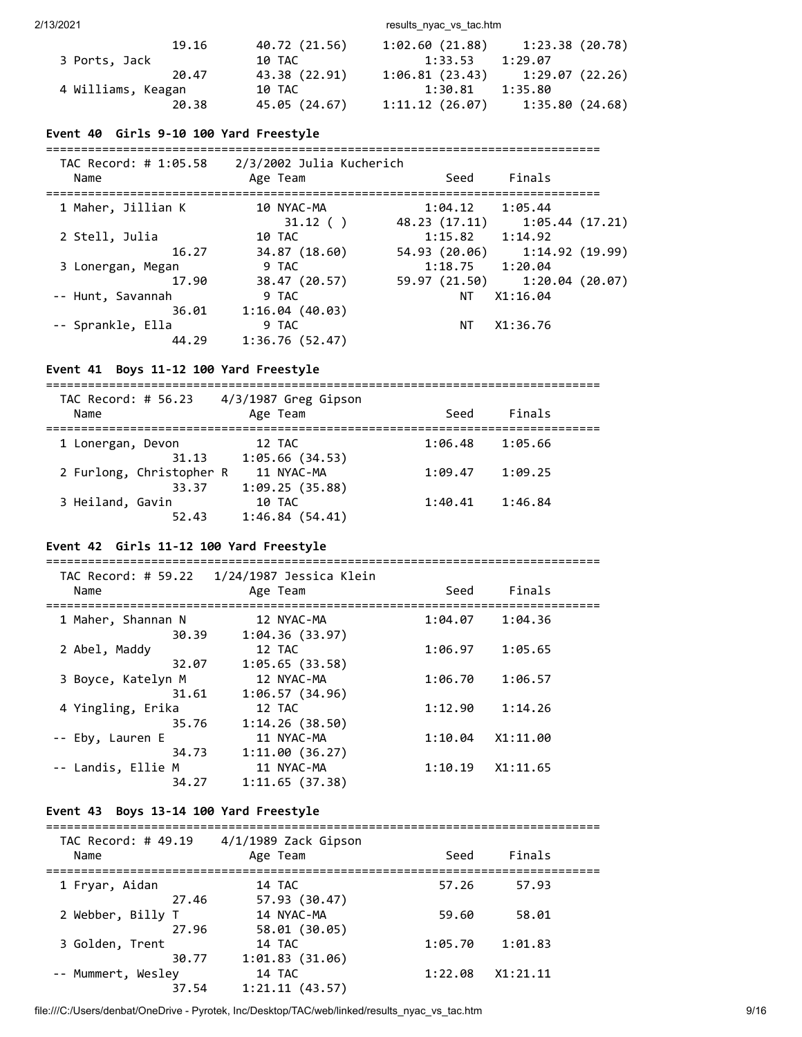```
               19.16        40.72 (21.56)      1:02.60 (21.88)     1:23.38 (20.78)
  3 Ports, Jack                 10 TAC                 1:33.53     1:29.07
               20.47        43.38 (22.91)      1:06.81 (23.43)     1:29.07 (22.26)
  4 Williams, Keagan            10 TAC                 1:30.81     1:35.80
               20.38        45.05 (24.67)      1:11.12 (26.07)     1:35.80 (24.68)
```

### Event 40 Girls 9-10 100 Yard Freestyle

```
===============================================================================
   TAC Record: # 1:05.58    2/3/2002 Julia Kucherich
    Name                    Age Team                    Seed     Finals
===============================================================================
  1 Maher, Jillian K            10 NYAC-MA             1:04.12     1:05.44
                              31.12 ( )          48.23 (17.11)     1:05.44 (17.21)
  2 Stell, Julia                10 TAC                 1:15.82     1:14.92
               16.27        34.87 (18.60)        54.93 (20.06)     1:14.92 (19.99)
  3 Lonergan, Megan              9 TAC                 1:18.75     1:20.04
               17.90        38.47 (20.57)        59.97 (21.50)     1:20.04 (20.07)
 -- Hunt, Savannah               9 TAC                      NT    X1:16.04
               36.01      1:16.04 (40.03)
 -- Sprankle, Ella               9 TAC                      NT    X1:36.76
               44.29      1:36.76 (52.47)
```

### Event 41 Boys 11-12 100 Yard Freestyle

```
===============================================================================
   TAC Record: # 56.23    4/3/1987 Greg Gipson
    Name                    Age Team                    Seed     Finals
===============================================================================
  1 Lonergan, Devon             12 TAC                 1:06.48     1:05.66
               31.13      1:05.66 (34.53)
  2 Furlong, Christopher R      11 NYAC-MA             1:09.47     1:09.25
               33.37      1:09.25 (35.88)
  3 Heiland, Gavin              10 TAC                 1:40.41     1:46.84
               52.43      1:46.84 (54.41)
```

### Event 42 Girls 11-12 100 Yard Freestyle

```
===============================================================================
   TAC Record: # 59.22    1/24/1987 Jessica Klein
    Name                    Age Team                    Seed     Finals
===============================================================================
  1 Maher, Shannan N            12 NYAC-MA             1:04.07     1:04.36
               30.39      1:04.36 (33.97)
  2 Abel, Maddy                 12 TAC                 1:06.97     1:05.65
               32.07      1:05.65 (33.58)
  3 Boyce, Katelyn M            12 NYAC-MA             1:06.70     1:06.57
               31.61      1:06.57 (34.96)
  4 Yingling, Erika             12 TAC                 1:12.90     1:14.26
               35.76      1:14.26 (38.50)
 -- Eby, Lauren E               11 NYAC-MA             1:10.04    X1:11.00
               34.73      1:11.00 (36.27)
 -- Landis, Ellie M             11 NYAC-MA             1:10.19    X1:11.65
               34.27      1:11.65 (37.38)
```

### Event 43 Boys 13-14 100 Yard Freestyle

```
===============================================================================
   TAC Record: # 49.19    4/1/1989 Zack Gipson
    Name                    Age Team                    Seed     Finals
===============================================================================
  1 Fryar, Aidan                14 TAC                   57.26       57.93
               27.46        57.93 (30.47)
  2 Webber, Billy T             14 NYAC-MA               59.60       58.01
               27.96        58.01 (30.05)
  3 Golden, Trent               14 TAC                 1:05.70     1:01.83
               30.77      1:01.83 (31.06)
 -- Mummert, Wesley             14 TAC                 1:22.08    X1:21.11
               37.54      1:21.11 (43.57)
```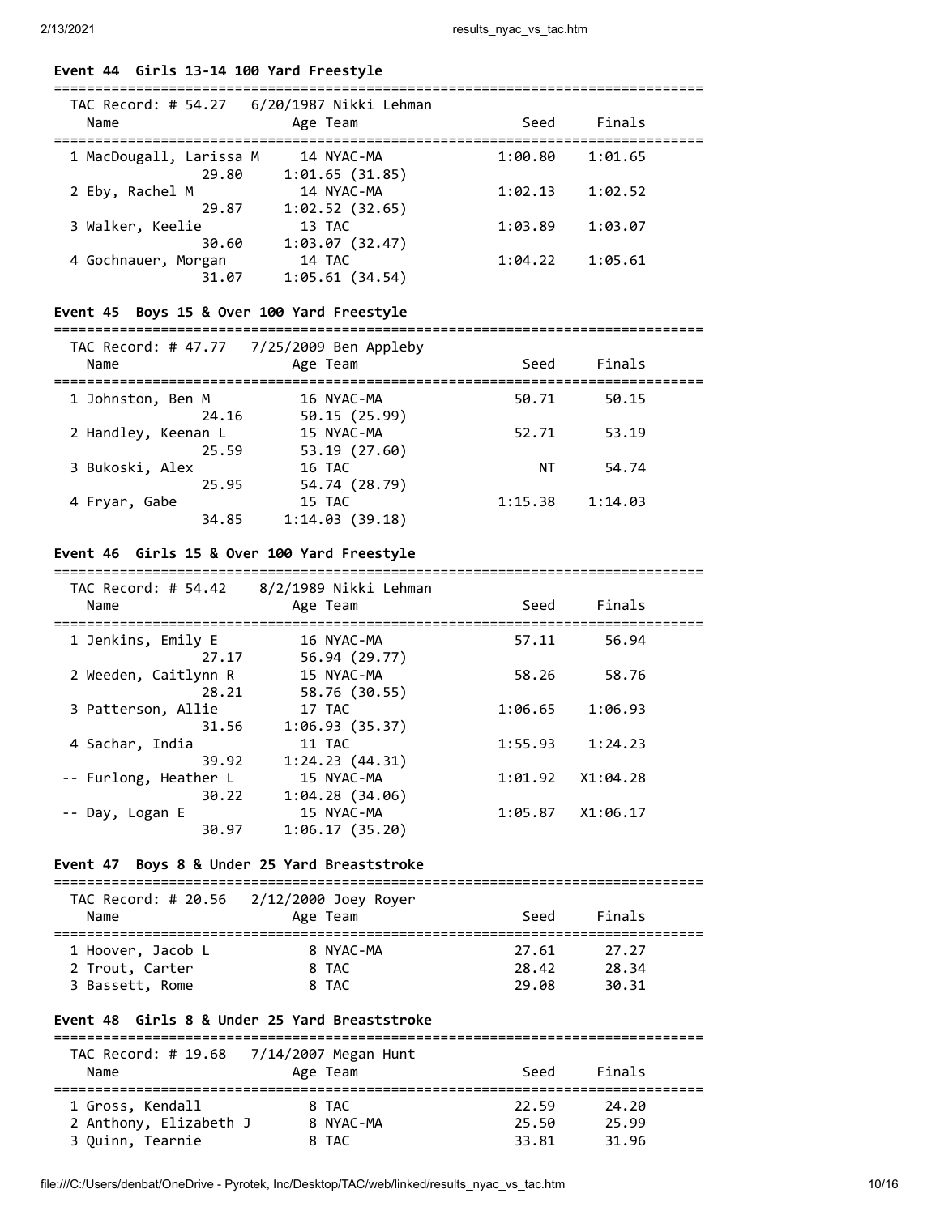### Event 44 Girls 13-14 100 Yard Freestyle

TAC Record: # 54.27 6/20/1987 Nikki Lehman

| Name | Age | Team | Seed | Finals |
|---|---|---|---|---|
| 1 MacDougall, Larissa M | 14 | NYAC-MA | 1:00.80 | 1:01.65 |
| 29.80 | 1:01.65 (31.85) | | | |
| 2 Eby, Rachel M | 14 | NYAC-MA | 1:02.13 | 1:02.52 |
| 29.87 | 1:02.52 (32.65) | | | |
| 3 Walker, Keelie | 13 | TAC | 1:03.89 | 1:03.07 |
| 30.60 | 1:03.07 (32.47) | | | |
| 4 Gochnauer, Morgan | 14 | TAC | 1:04.22 | 1:05.61 |
| 31.07 | 1:05.61 (34.54) | | | |

### Event 45 Boys 15 & Over 100 Yard Freestyle

TAC Record: # 47.77 7/25/2009 Ben Appleby

| Name | Age | Team | Seed | Finals |
|---|---|---|---|---|
| 1 Johnston, Ben M | 16 | NYAC-MA | 50.71 | 50.15 |
| 24.16 | 50.15 (25.99) | | | |
| 2 Handley, Keenan L | 15 | NYAC-MA | 52.71 | 53.19 |
| 25.59 | 53.19 (27.60) | | | |
| 3 Bukoski, Alex | 16 | TAC | NT | 54.74 |
| 25.95 | 54.74 (28.79) | | | |
| 4 Fryar, Gabe | 15 | TAC | 1:15.38 | 1:14.03 |
| 34.85 | 1:14.03 (39.18) | | | |

### Event 46 Girls 15 & Over 100 Yard Freestyle

TAC Record: # 54.42 8/2/1989 Nikki Lehman

| Name | Age | Team | Seed | Finals |
|---|---|---|---|---|
| 1 Jenkins, Emily E | 16 | NYAC-MA | 57.11 | 56.94 |
| 27.17 | 56.94 (29.77) | | | |
| 2 Weeden, Caitlynn R | 15 | NYAC-MA | 58.26 | 58.76 |
| 28.21 | 58.76 (30.55) | | | |
| 3 Patterson, Allie | 17 | TAC | 1:06.65 | 1:06.93 |
| 31.56 | 1:06.93 (35.37) | | | |
| 4 Sachar, India | 11 | TAC | 1:55.93 | 1:24.23 |
| 39.92 | 1:24.23 (44.31) | | | |
| -- Furlong, Heather L | 15 | NYAC-MA | 1:01.92 | X1:04.28 |
| 30.22 | 1:04.28 (34.06) | | | |
| -- Day, Logan E | 15 | NYAC-MA | 1:05.87 | X1:06.17 |
| 30.97 | 1:06.17 (35.20) | | | |

### Event 47 Boys 8 & Under 25 Yard Breaststroke

TAC Record: # 20.56 2/12/2000 Joey Royer

| Name | Age | Team | Seed | Finals |
|---|---|---|---|---|
| 1 Hoover, Jacob L | 8 | NYAC-MA | 27.61 | 27.27 |
| 2 Trout, Carter | 8 | TAC | 28.42 | 28.34 |
| 3 Bassett, Rome | 8 | TAC | 29.08 | 30.31 |

### Event 48 Girls 8 & Under 25 Yard Breaststroke

TAC Record: # 19.68 7/14/2007 Megan Hunt

| Name | Age | Team | Seed | Finals |
|---|---|---|---|---|
| 1 Gross, Kendall | 8 | TAC | 22.59 | 24.20 |
| 2 Anthony, Elizabeth J | 8 | NYAC-MA | 25.50 | 25.99 |
| 3 Quinn, Tearnie | 8 | TAC | 33.81 | 31.96 |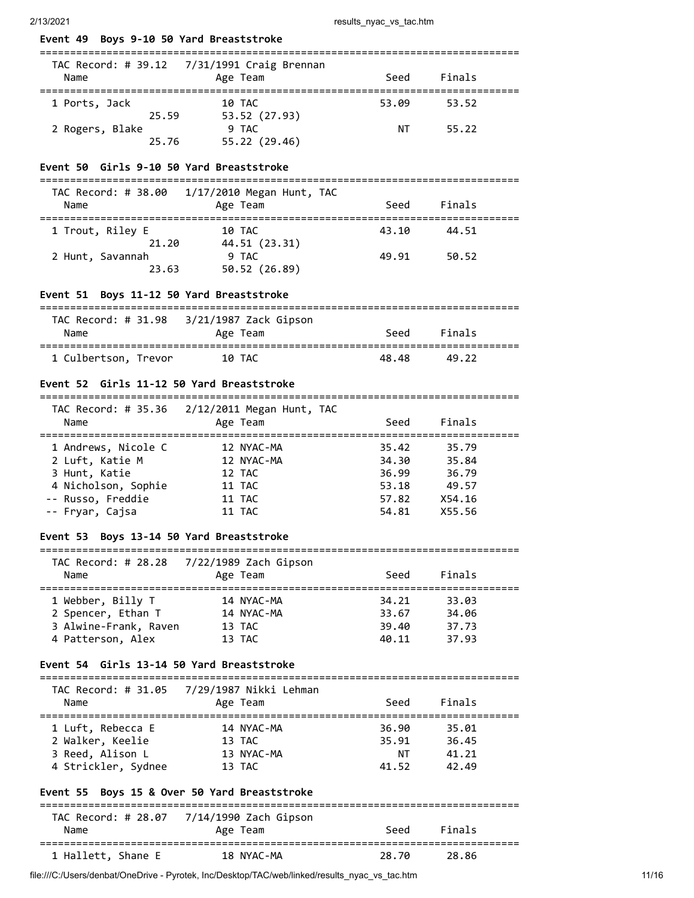### Event 49 Boys 9-10 50 Yard Breaststroke

TAC Record: # 39.12 7/31/1991 Craig Brennan

| Name | Age | Team | Seed | Finals |
|---|---|---|---|---|
| 1 Ports, Jack | 10 | TAC | 53.09 | 53.52 |
| 25.59 | 53.52 (27.93) | | | |
| 2 Rogers, Blake | 9 | TAC | NT | 55.22 |
| 25.76 | 55.22 (29.46) | | | |

### Event 50 Girls 9-10 50 Yard Breaststroke

TAC Record: # 38.00 1/17/2010 Megan Hunt, TAC

| Name | Age | Team | Seed | Finals |
|---|---|---|---|---|
| 1 Trout, Riley E | 10 | TAC | 43.10 | 44.51 |
| 21.20 | 44.51 (23.31) | | | |
| 2 Hunt, Savannah | 9 | TAC | 49.91 | 50.52 |
| 23.63 | 50.52 (26.89) | | | |

### Event 51 Boys 11-12 50 Yard Breaststroke

TAC Record: # 31.98 3/21/1987 Zack Gipson

| Name | Age | Team | Seed | Finals |
|---|---|---|---|---|
| 1 Culbertson, Trevor | 10 | TAC | 48.48 | 49.22 |

### Event 52 Girls 11-12 50 Yard Breaststroke

TAC Record: # 35.36 2/12/2011 Megan Hunt, TAC

| Name | Age | Team | Seed | Finals |
|---|---|---|---|---|
| 1 Andrews, Nicole C | 12 | NYAC-MA | 35.42 | 35.79 |
| 2 Luft, Katie M | 12 | NYAC-MA | 34.30 | 35.84 |
| 3 Hunt, Katie | 12 | TAC | 36.99 | 36.79 |
| 4 Nicholson, Sophie | 11 | TAC | 53.18 | 49.57 |
| -- Russo, Freddie | 11 | TAC | 57.82 | X54.16 |
| -- Fryar, Cajsa | 11 | TAC | 54.81 | X55.56 |

### Event 53 Boys 13-14 50 Yard Breaststroke

TAC Record: # 28.28 7/22/1989 Zach Gipson

| Name | Age | Team | Seed | Finals |
|---|---|---|---|---|
| 1 Webber, Billy T | 14 | NYAC-MA | 34.21 | 33.03 |
| 2 Spencer, Ethan T | 14 | NYAC-MA | 33.67 | 34.06 |
| 3 Alwine-Frank, Raven | 13 | TAC | 39.40 | 37.73 |
| 4 Patterson, Alex | 13 | TAC | 40.11 | 37.93 |

### Event 54 Girls 13-14 50 Yard Breaststroke

TAC Record: # 31.05 7/29/1987 Nikki Lehman

| Name | Age | Team | Seed | Finals |
|---|---|---|---|---|
| 1 Luft, Rebecca E | 14 | NYAC-MA | 36.90 | 35.01 |
| 2 Walker, Keelie | 13 | TAC | 35.91 | 36.45 |
| 3 Reed, Alison L | 13 | NYAC-MA | NT | 41.21 |
| 4 Strickler, Sydnee | 13 | TAC | 41.52 | 42.49 |

### Event 55 Boys 15 & Over 50 Yard Breaststroke

TAC Record: # 28.07 7/14/1990 Zach Gipson

| Name | Age | Team | Seed | Finals |
|---|---|---|---|---|
| 1 Hallett, Shane E | 18 | NYAC-MA | 28.70 | 28.86 |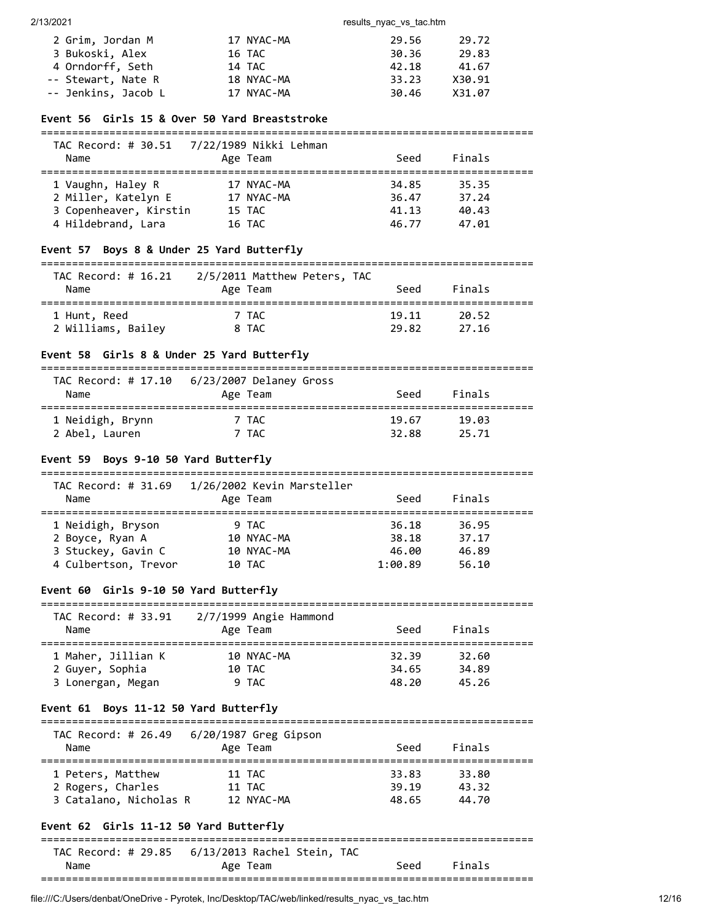| Name | Age | Team | Seed | Finals |
|---|---|---|---|---|
| 2 Grim, Jordan M | 17 | NYAC-MA | 29.56 | 29.72 |
| 3 Bukoski, Alex | 16 | TAC | 30.36 | 29.83 |
| 4 Orndorff, Seth | 14 | TAC | 42.18 | 41.67 |
| -- Stewart, Nate R | 18 | NYAC-MA | 33.23 | X30.91 |
| -- Jenkins, Jacob L | 17 | NYAC-MA | 30.46 | X31.07 |

### Event 56 Girls 15 & Over 50 Yard Breaststroke

TAC Record: # 30.51 7/22/1989 Nikki Lehman

| Name | Age | Team | Seed | Finals |
|---|---|---|---|---|
| 1 Vaughn, Haley R | 17 | NYAC-MA | 34.85 | 35.35 |
| 2 Miller, Katelyn E | 17 | NYAC-MA | 36.47 | 37.24 |
| 3 Copenheaver, Kirstin | 15 | TAC | 41.13 | 40.43 |
| 4 Hildebrand, Lara | 16 | TAC | 46.77 | 47.01 |

### Event 57 Boys 8 & Under 25 Yard Butterfly

TAC Record: # 16.21 2/5/2011 Matthew Peters, TAC

| Name | Age | Team | Seed | Finals |
|---|---|---|---|---|
| 1 Hunt, Reed | 7 | TAC | 19.11 | 20.52 |
| 2 Williams, Bailey | 8 | TAC | 29.82 | 27.16 |

### Event 58 Girls 8 & Under 25 Yard Butterfly

TAC Record: # 17.10 6/23/2007 Delaney Gross

| Name | Age | Team | Seed | Finals |
|---|---|---|---|---|
| 1 Neidigh, Brynn | 7 | TAC | 19.67 | 19.03 |
| 2 Abel, Lauren | 7 | TAC | 32.88 | 25.71 |

### Event 59 Boys 9-10 50 Yard Butterfly

TAC Record: # 31.69 1/26/2002 Kevin Marsteller

| Name | Age | Team | Seed | Finals |
|---|---|---|---|---|
| 1 Neidigh, Bryson | 9 | TAC | 36.18 | 36.95 |
| 2 Boyce, Ryan A | 10 | NYAC-MA | 38.18 | 37.17 |
| 3 Stuckey, Gavin C | 10 | NYAC-MA | 46.00 | 46.89 |
| 4 Culbertson, Trevor | 10 | TAC | 1:00.89 | 56.10 |

### Event 60 Girls 9-10 50 Yard Butterfly

TAC Record: # 33.91 2/7/1999 Angie Hammond

| Name | Age | Team | Seed | Finals |
|---|---|---|---|---|
| 1 Maher, Jillian K | 10 | NYAC-MA | 32.39 | 32.60 |
| 2 Guyer, Sophia | 10 | TAC | 34.65 | 34.89 |
| 3 Lonergan, Megan | 9 | TAC | 48.20 | 45.26 |

### Event 61 Boys 11-12 50 Yard Butterfly

TAC Record: # 26.49 6/20/1987 Greg Gipson

| Name | Age | Team | Seed | Finals |
|---|---|---|---|---|
| 1 Peters, Matthew | 11 | TAC | 33.83 | 33.80 |
| 2 Rogers, Charles | 11 | TAC | 39.19 | 43.32 |
| 3 Catalano, Nicholas R | 12 | NYAC-MA | 48.65 | 44.70 |

### Event 62 Girls 11-12 50 Yard Butterfly

TAC Record: # 29.85 6/13/2013 Rachel Stein, TAC

| Name | Age | Team | Seed | Finals |
|---|---|---|---|---|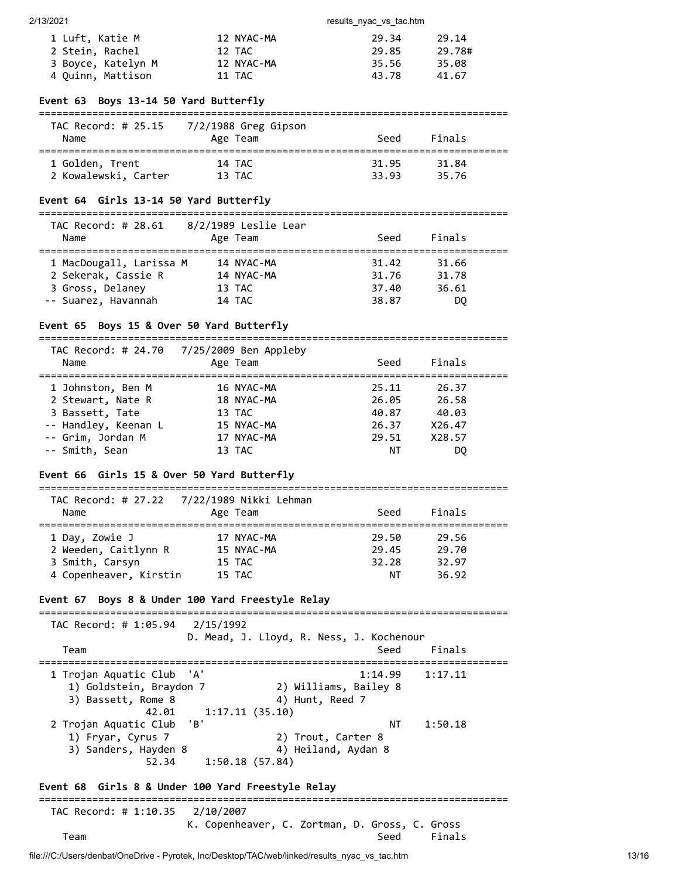| Name | Age Team | Seed | Finals |
|---|---|---|---|
| 1 Luft, Katie M | 12 NYAC-MA | 29.34 | 29.14 |
| 2 Stein, Rachel | 12 TAC | 29.85 | 29.78# |
| 3 Boyce, Katelyn M | 12 NYAC-MA | 35.56 | 35.08 |
| 4 Quinn, Mattison | 11 TAC | 43.78 | 41.67 |

### Event 63 Boys 13-14 50 Yard Butterfly

TAC Record: # 25.15 7/2/1988 Greg Gipson

| Name | Age Team | Seed | Finals |
|---|---|---|---|
| 1 Golden, Trent | 14 TAC | 31.95 | 31.84 |
| 2 Kowalewski, Carter | 13 TAC | 33.93 | 35.76 |

### Event 64 Girls 13-14 50 Yard Butterfly

TAC Record: # 28.61 8/2/1989 Leslie Lear

| Name | Age Team | Seed | Finals |
|---|---|---|---|
| 1 MacDougall, Larissa M | 14 NYAC-MA | 31.42 | 31.66 |
| 2 Sekerak, Cassie R | 14 NYAC-MA | 31.76 | 31.78 |
| 3 Gross, Delaney | 13 TAC | 37.40 | 36.61 |
| -- Suarez, Havannah | 14 TAC | 38.87 | DQ |

### Event 65 Boys 15 & Over 50 Yard Butterfly

TAC Record: # 24.70 7/25/2009 Ben Appleby

| Name | Age Team | Seed | Finals |
|---|---|---|---|
| 1 Johnston, Ben M | 16 NYAC-MA | 25.11 | 26.37 |
| 2 Stewart, Nate R | 18 NYAC-MA | 26.05 | 26.58 |
| 3 Bassett, Tate | 13 TAC | 40.87 | 40.03 |
| -- Handley, Keenan L | 15 NYAC-MA | 26.37 | X26.47 |
| -- Grim, Jordan M | 17 NYAC-MA | 29.51 | X28.57 |
| -- Smith, Sean | 13 TAC | NT | DQ |

### Event 66 Girls 15 & Over 50 Yard Butterfly

TAC Record: # 27.22 7/22/1989 Nikki Lehman

| Name | Age Team | Seed | Finals |
|---|---|---|---|
| 1 Day, Zowie J | 17 NYAC-MA | 29.50 | 29.56 |
| 2 Weeden, Caitlynn R | 15 NYAC-MA | 29.45 | 29.70 |
| 3 Smith, Carsyn | 15 TAC | 32.28 | 32.97 |
| 4 Copenheaver, Kirstin | 15 TAC | NT | 36.92 |

### Event 67 Boys 8 & Under 100 Yard Freestyle Relay

TAC Record: # 1:05.94 2/15/1992
D. Mead, J. Lloyd, R. Ness, J. Kochenour

| Team | Seed | Finals |
|---|---|---|
| 1 Trojan Aquatic Club 'A' | 1:14.99 | 1:17.11 |
| 1) Goldstein, Braydon 7; 2) Williams, Bailey 8; 3) Bassett, Rome 8; 4) Hunt, Reed 7 | | |
| 42.01  1:17.11 (35.10) | | |
| 2 Trojan Aquatic Club 'B' | NT | 1:50.18 |
| 1) Fryar, Cyrus 7; 2) Trout, Carter 8; 3) Sanders, Hayden 8; 4) Heiland, Aydan 8 | | |
| 52.34  1:50.18 (57.84) | | |

### Event 68 Girls 8 & Under 100 Yard Freestyle Relay

TAC Record: # 1:10.35 2/10/2007
K. Copenheaver, C. Zortman, D. Gross, C. Gross

| Team | Seed | Finals |
|---|---|---|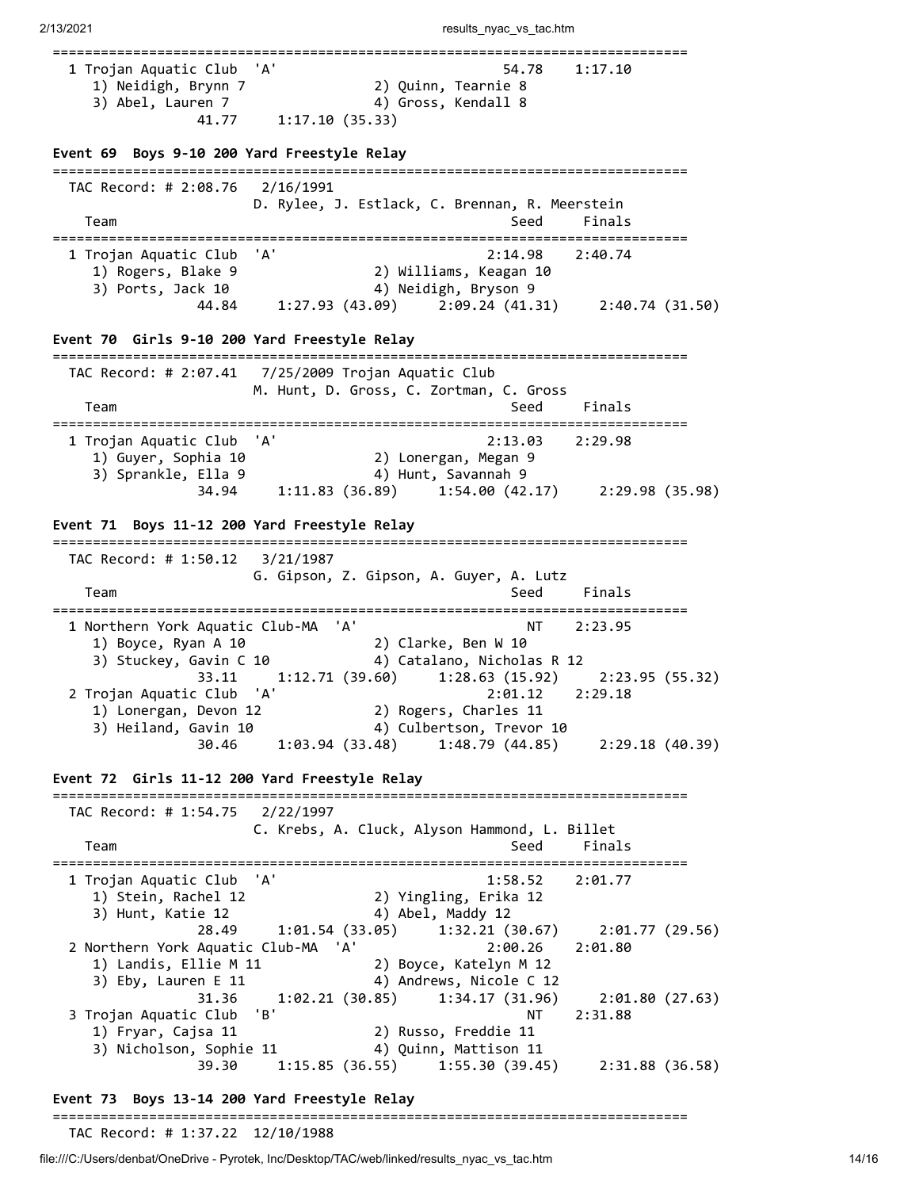```
===============================================================================
  1 Trojan Aquatic Club  'A'                           54.78    1:17.10
     1) Neidigh, Brynn 7               2) Quinn, Tearnie 8
     3) Abel, Lauren 7                 4) Gross, Kendall 8
               41.77     1:17.10 (35.33)
```

**Event 69  Boys 9-10 200 Yard Freestyle Relay**

```
===============================================================================
  TAC Record: # 2:08.76   2/16/1991
                      D. Rylee, J. Estlack, C. Brennan, R. Meerstein
    Team                                               Seed     Finals
===============================================================================
  1 Trojan Aquatic Club  'A'                         2:14.98    2:40.74
     1) Rogers, Blake 9                2) Williams, Keagan 10
     3) Ports, Jack 10                 4) Neidigh, Bryson 9
               44.84     1:27.93 (43.09)     2:09.24 (41.31)     2:40.74 (31.50)
```

**Event 70  Girls 9-10 200 Yard Freestyle Relay**

```
===============================================================================
  TAC Record: # 2:07.41   7/25/2009 Trojan Aquatic Club
                      M. Hunt, D. Gross, C. Zortman, C. Gross
    Team                                               Seed     Finals
===============================================================================
  1 Trojan Aquatic Club  'A'                         2:13.03    2:29.98
     1) Guyer, Sophia 10               2) Lonergan, Megan 9
     3) Sprankle, Ella 9               4) Hunt, Savannah 9
               34.94     1:11.83 (36.89)     1:54.00 (42.17)     2:29.98 (35.98)
```

**Event 71  Boys 11-12 200 Yard Freestyle Relay**

```
===============================================================================
  TAC Record: # 1:50.12   3/21/1987
                      G. Gipson, Z. Gipson, A. Guyer, A. Lutz
    Team                                               Seed     Finals
===============================================================================
  1 Northern York Aquatic Club-MA  'A'                    NT    2:23.95
     1) Boyce, Ryan A 10               2) Clarke, Ben W 10
     3) Stuckey, Gavin C 10            4) Catalano, Nicholas R 12
               33.11     1:12.71 (39.60)     1:28.63 (15.92)     2:23.95 (55.32)
  2 Trojan Aquatic Club  'A'                         2:01.12    2:29.18
     1) Lonergan, Devon 12             2) Rogers, Charles 11
     3) Heiland, Gavin 10              4) Culbertson, Trevor 10
               30.46     1:03.94 (33.48)     1:48.79 (44.85)     2:29.18 (40.39)
```

**Event 72  Girls 11-12 200 Yard Freestyle Relay**

```
===============================================================================
  TAC Record: # 1:54.75   2/22/1997
                      C. Krebs, A. Cluck, Alyson Hammond, L. Billet
    Team                                               Seed     Finals
===============================================================================
  1 Trojan Aquatic Club  'A'                         1:58.52    2:01.77
     1) Stein, Rachel 12               2) Yingling, Erika 12
     3) Hunt, Katie 12                 4) Abel, Maddy 12
               28.49     1:01.54 (33.05)     1:32.21 (30.67)     2:01.77 (29.56)
  2 Northern York Aquatic Club-MA  'A'               2:00.26    2:01.80
     1) Landis, Ellie M 11             2) Boyce, Katelyn M 12
     3) Eby, Lauren E 11               4) Andrews, Nicole C 12
               31.36     1:02.21 (30.85)     1:34.17 (31.96)     2:01.80 (27.63)
  3 Trojan Aquatic Club  'B'                              NT    2:31.88
     1) Fryar, Cajsa 11                2) Russo, Freddie 11
     3) Nicholson, Sophie 11           4) Quinn, Mattison 11
               39.30     1:15.85 (36.55)     1:55.30 (39.45)     2:31.88 (36.58)
```

**Event 73  Boys 13-14 200 Yard Freestyle Relay**

```
===============================================================================
  TAC Record: # 1:37.22  12/10/1988
```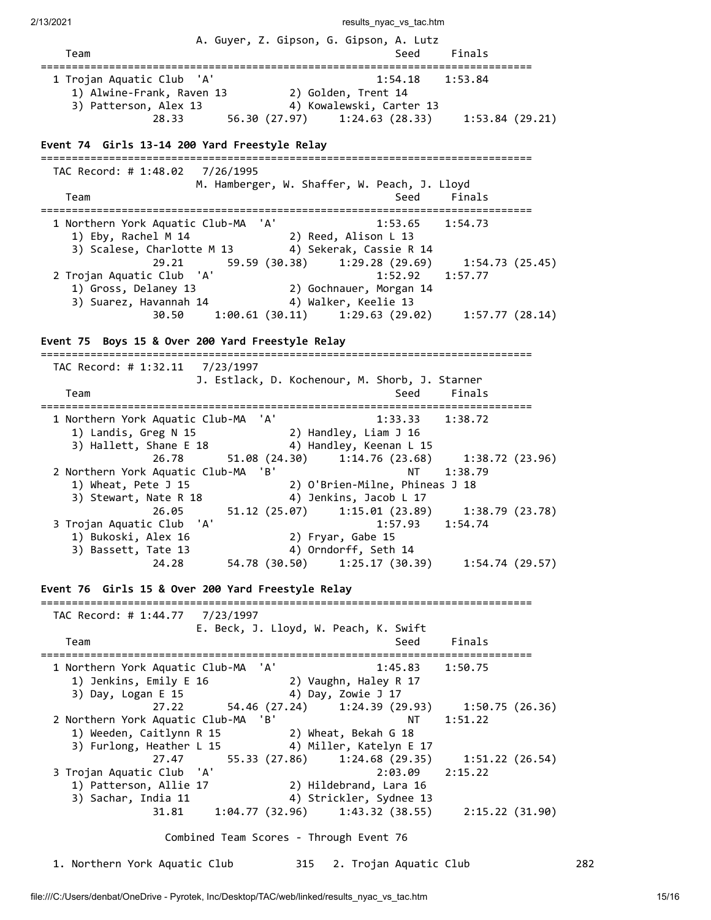A. Guyer, Z. Gipson, G. Gipson, A. Lutz

```
    Team                                               Seed     Finals
===============================================================================
  1 Trojan Aquatic Club  'A'                        1:54.18    1:53.84
     1) Alwine-Frank, Raven 13          2) Golden, Trent 14
     3) Patterson, Alex 13              4) Kowalewski, Carter 13
               28.33       56.30 (27.97)     1:24.63 (28.33)     1:53.84 (29.21)
```

**Event 74  Girls 13-14 200 Yard Freestyle Relay**

```
===============================================================================
  TAC Record: # 1:48.02   7/26/1995
                     M. Hamberger, W. Shaffer, W. Peach, J. Lloyd
    Team                                               Seed     Finals
===============================================================================
  1 Northern York Aquatic Club-MA  'A'              1:53.65    1:54.73
     1) Eby, Rachel M 14                2) Reed, Alison L 13
     3) Scalese, Charlotte M 13         4) Sekerak, Cassie R 14
               29.21       59.59 (30.38)     1:29.28 (29.69)     1:54.73 (25.45)
  2 Trojan Aquatic Club  'A'                        1:52.92    1:57.77
     1) Gross, Delaney 13               2) Gochnauer, Morgan 14
     3) Suarez, Havannah 14             4) Walker, Keelie 13
               30.50     1:00.61 (30.11)     1:29.63 (29.02)     1:57.77 (28.14)
```

**Event 75  Boys 15 & Over 200 Yard Freestyle Relay**

```
===============================================================================
  TAC Record: # 1:32.11   7/23/1997
                     J. Estlack, D. Kochenour, M. Shorb, J. Starner
    Team                                               Seed     Finals
===============================================================================
  1 Northern York Aquatic Club-MA  'A'              1:33.33    1:38.72
     1) Landis, Greg N 15               2) Handley, Liam J 16
     3) Hallett, Shane E 18             4) Handley, Keenan L 15
               26.78       51.08 (24.30)     1:14.76 (23.68)     1:38.72 (23.96)
  2 Northern York Aquatic Club-MA  'B'                   NT    1:38.79
     1) Wheat, Pete J 15                2) O'Brien-Milne, Phineas J 18
     3) Stewart, Nate R 18              4) Jenkins, Jacob L 17
               26.05       51.12 (25.07)     1:15.01 (23.89)     1:38.79 (23.78)
  3 Trojan Aquatic Club  'A'                        1:57.93    1:54.74
     1) Bukoski, Alex 16                2) Fryar, Gabe 15
     3) Bassett, Tate 13                4) Orndorff, Seth 14
               24.28       54.78 (30.50)     1:25.17 (30.39)     1:54.74 (29.57)
```

**Event 76  Girls 15 & Over 200 Yard Freestyle Relay**

```
===============================================================================
  TAC Record: # 1:44.77   7/23/1997
                     E. Beck, J. Lloyd, W. Peach, K. Swift
    Team                                               Seed     Finals
===============================================================================
  1 Northern York Aquatic Club-MA  'A'              1:45.83    1:50.75
     1) Jenkins, Emily E 16             2) Vaughn, Haley R 17
     3) Day, Logan E 15                 4) Day, Zowie J 17
               27.22       54.46 (27.24)     1:24.39 (29.93)     1:50.75 (26.36)
  2 Northern York Aquatic Club-MA  'B'                   NT    1:51.22
     1) Weeden, Caitlynn R 15           2) Wheat, Bekah G 18
     3) Furlong, Heather L 15           4) Miller, Katelyn E 17
               27.47       55.33 (27.86)     1:24.68 (29.35)     1:51.22 (26.54)
  3 Trojan Aquatic Club  'A'                        2:03.09    2:15.22
     1) Patterson, Allie 17             2) Hildebrand, Lara 16
     3) Sachar, India 11                4) Strickler, Sydnee 13
               31.81     1:04.77 (32.96)     1:43.32 (38.55)     2:15.22 (31.90)
```

Combined Team Scores - Through Event 76

```
  1. Northern York Aquatic Club         315   2. Trojan Aquatic Club            282
```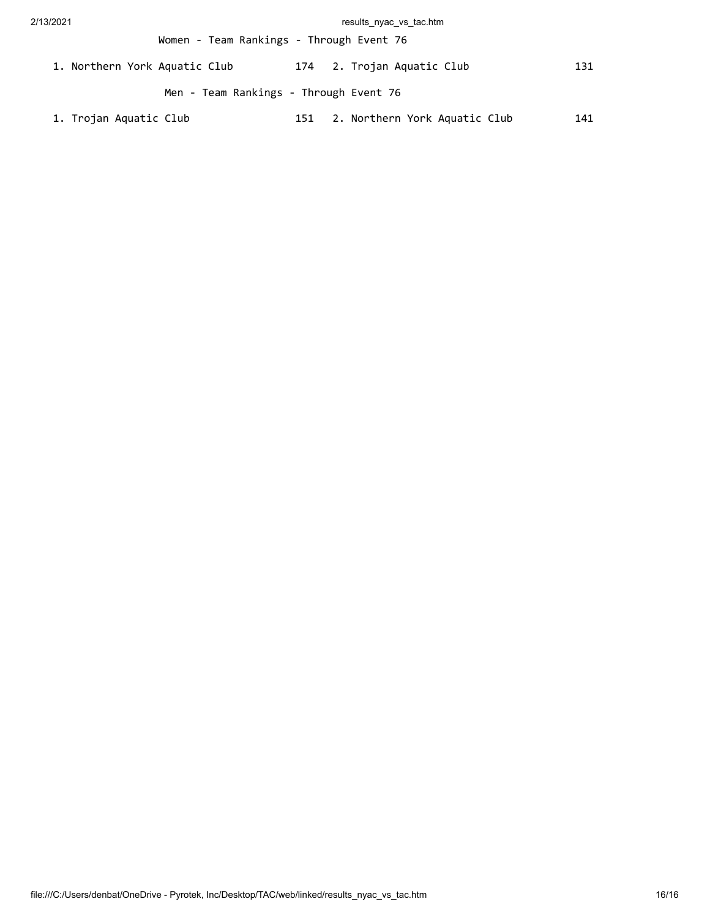Women - Team Rankings - Through Event 76

| | | | |
|---|---|---|---|
| 1. Northern York Aquatic Club | 174 | 2. Trojan Aquatic Club | 131 |

Men - Team Rankings - Through Event 76

| | | | |
|---|---|---|---|
| 1. Trojan Aquatic Club | 151 | 2. Northern York Aquatic Club | 141 |